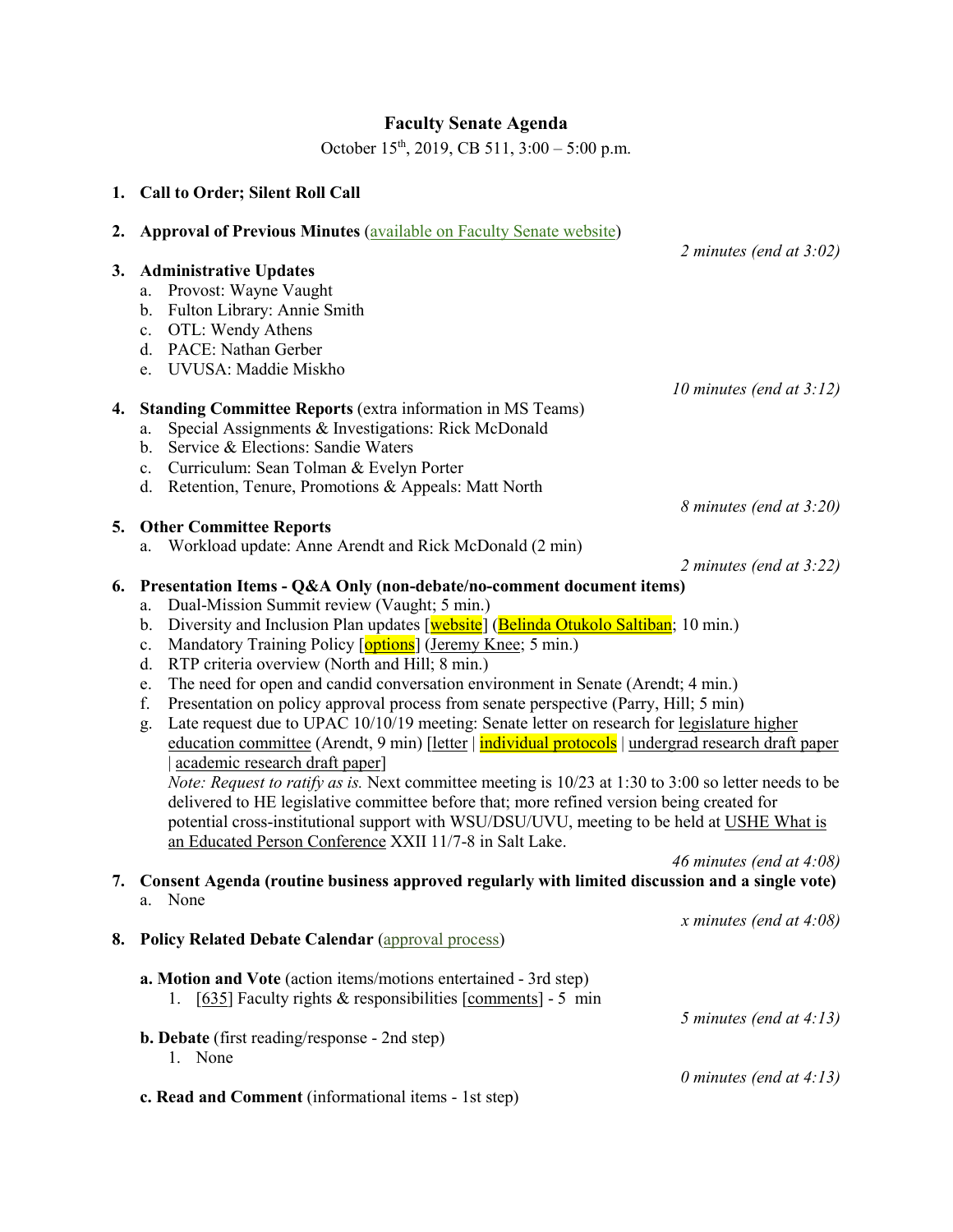# Faculty Senate Agenda

October 15th, 2019, CB 511, 3:00 – 5:00 p.m.

1. **Call to Order; Silent Roll Call**

2. **Approval of Previous Minutes** (available on Faculty Senate website)

   *2 minutes (end at 3:02)*

3. **Administrative Updates**
   a. Provost: Wayne Vaught
   b. Fulton Library: Annie Smith
   c. OTL: Wendy Athens
   d. PACE: Nathan Gerber
   e. UVUSA: Maddie Miskho

   *10 minutes (end at 3:12)*

4. **Standing Committee Reports** (extra information in MS Teams)
   a. Special Assignments & Investigations: Rick McDonald
   b. Service & Elections: Sandie Waters
   c. Curriculum: Sean Tolman & Evelyn Porter
   d. Retention, Tenure, Promotions & Appeals: Matt North

   *8 minutes (end at 3:20)*

5. **Other Committee Reports**
   a. Workload update: Anne Arendt and Rick McDonald (2 min)

   *2 minutes (end at 3:22)*

6. **Presentation Items - Q&A Only (non-debate/no-comment document items)**
   a. Dual-Mission Summit review (Vaught; 5 min.)
   b. Diversity and Inclusion Plan updates [website] (Belinda Otukolo Saltiban; 10 min.)
   c. Mandatory Training Policy [options] (Jeremy Knee; 5 min.)
   d. RTP criteria overview (North and Hill; 8 min.)
   e. The need for open and candid conversation environment in Senate (Arendt; 4 min.)
   f. Presentation on policy approval process from senate perspective (Parry, Hill; 5 min)
   g. Late request due to UPAC 10/10/19 meeting: Senate letter on research for legislature higher education committee (Arendt, 9 min) [letter | individual protocols | undergrad research draft paper | academic research draft paper]
      *Note: Request to ratify as is.* Next committee meeting is 10/23 at 1:30 to 3:00 so letter needs to be delivered to HE legislative committee before that; more refined version being created for potential cross-institutional support with WSU/DSU/UVU, meeting to be held at USHE What is an Educated Person Conference XXII 11/7-8 in Salt Lake.

   *46 minutes (end at 4:08)*

7. **Consent Agenda (routine business approved regularly with limited discussion and a single vote)**
   a. None

   *x minutes (end at 4:08)*

8. **Policy Related Debate Calendar** (approval process)

   **a. Motion and Vote** (action items/motions entertained - 3rd step)
   1. [635] Faculty rights & responsibilities [comments] - 5 min

   *5 minutes (end at 4:13)*

   **b. Debate** (first reading/response - 2nd step)
   1. None

   *0 minutes (end at 4:13)*

   **c. Read and Comment** (informational items - 1st step)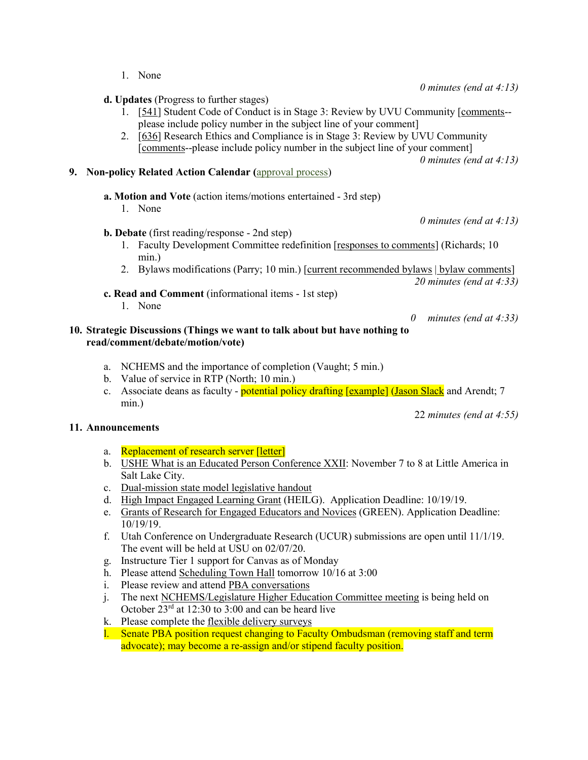1. None

*0 minutes (end at 4:13)*

**d. Updates** (Progress to further stages)

1. [541] Student Code of Conduct is in Stage 3: Review by UVU Community [comments--please include policy number in the subject line of your comment]
2. [636] Research Ethics and Compliance is in Stage 3: Review by UVU Community [comments--please include policy number in the subject line of your comment]

*0 minutes (end at 4:13)*

**9. Non-policy Related Action Calendar (**approval process)

**a. Motion and Vote** (action items/motions entertained - 3rd step)

1. None

*0 minutes (end at 4:13)*

**b. Debate** (first reading/response - 2nd step)

1. Faculty Development Committee redefinition [responses to comments] (Richards; 10 min.)
2. Bylaws modifications (Parry; 10 min.) [current recommended bylaws | bylaw comments]

*20 minutes (end at 4:33)*

**c. Read and Comment** (informational items - 1st step)

1. None

*0 minutes (end at 4:33)*

**10. Strategic Discussions (Things we want to talk about but have nothing to read/comment/debate/motion/vote)**

a. NCHEMS and the importance of completion (Vaught; 5 min.)
b. Value of service in RTP (North; 10 min.)
c. Associate deans as faculty - potential policy drafting [example] (Jason Slack and Arendt; 7 min.)

22 *minutes (end at 4:55)*

**11. Announcements**

a. Replacement of research server [letter]
b. USHE What is an Educated Person Conference XXII: November 7 to 8 at Little America in Salt Lake City.
c. Dual-mission state model legislative handout
d. High Impact Engaged Learning Grant (HEILG). Application Deadline: 10/19/19.
e. Grants of Research for Engaged Educators and Novices (GREEN). Application Deadline: 10/19/19.
f. Utah Conference on Undergraduate Research (UCUR) submissions are open until 11/1/19. The event will be held at USU on 02/07/20.
g. Instructure Tier 1 support for Canvas as of Monday
h. Please attend Scheduling Town Hall tomorrow 10/16 at 3:00
i. Please review and attend PBA conversations
j. The next NCHEMS/Legislature Higher Education Committee meeting is being held on October 23rd at 12:30 to 3:00 and can be heard live
k. Please complete the flexible delivery surveys
l. Senate PBA position request changing to Faculty Ombudsman (removing staff and term advocate); may become a re-assign and/or stipend faculty position.